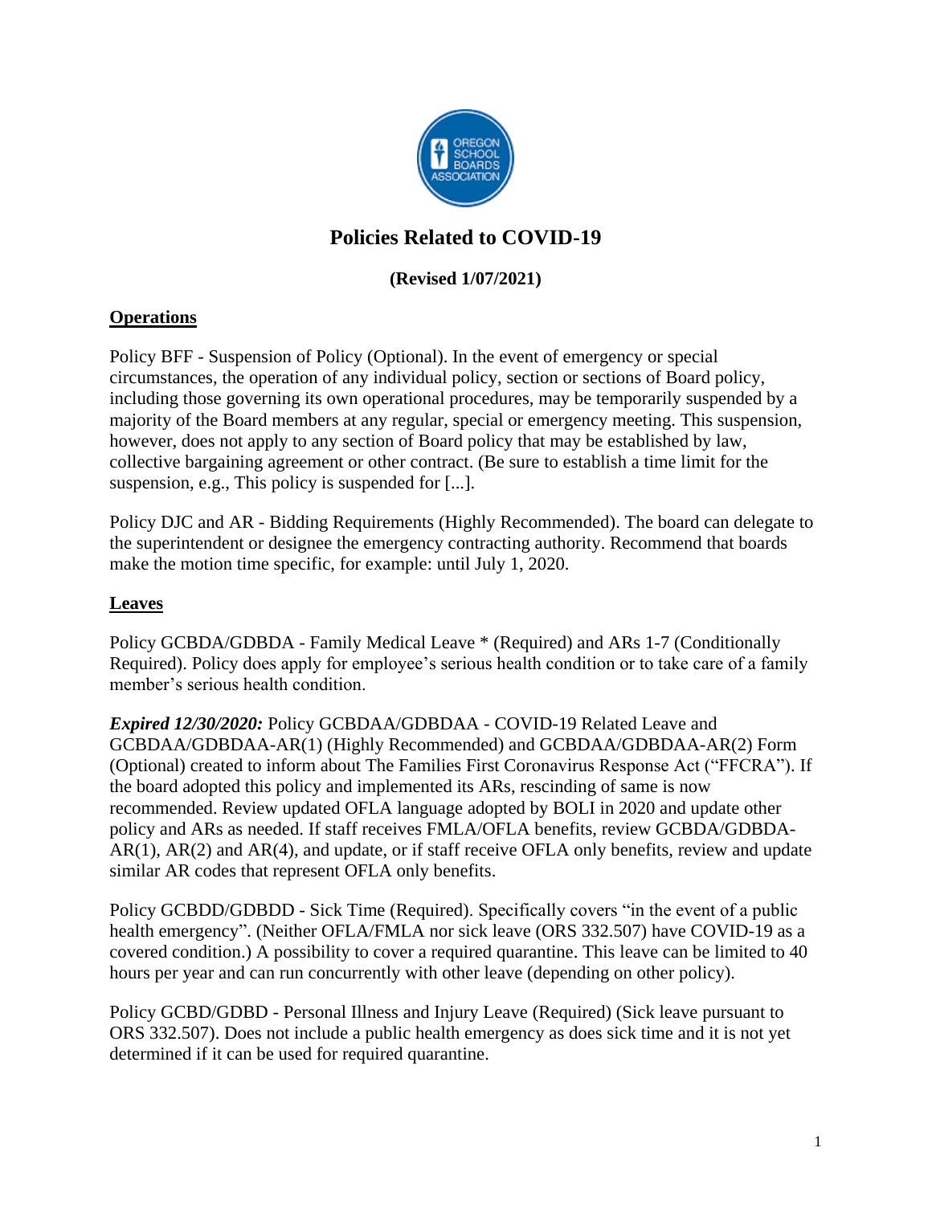# Policies Related to COVID-19

**(Revised 1/07/2021)**

## Operations

Policy BFF - Suspension of Policy (Optional). In the event of emergency or special circumstances, the operation of any individual policy, section or sections of Board policy, including those governing its own operational procedures, may be temporarily suspended by a majority of the Board members at any regular, special or emergency meeting. This suspension, however, does not apply to any section of Board policy that may be established by law, collective bargaining agreement or other contract. (Be sure to establish a time limit for the suspension, e.g., This policy is suspended for [...].

Policy DJC and AR - Bidding Requirements (Highly Recommended). The board can delegate to the superintendent or designee the emergency contracting authority. Recommend that boards make the motion time specific, for example: until July 1, 2020.

## Leaves

Policy GCBDA/GDBDA - Family Medical Leave * (Required) and ARs 1-7 (Conditionally Required). Policy does apply for employee's serious health condition or to take care of a family member's serious health condition.

***Expired 12/30/2020:*** Policy GCBDAA/GDBDAA - COVID-19 Related Leave and GCBDAA/GDBDAA-AR(1) (Highly Recommended) and GCBDAA/GDBDAA-AR(2) Form (Optional) created to inform about The Families First Coronavirus Response Act ("FFCRA"). If the board adopted this policy and implemented its ARs, rescinding of same is now recommended. Review updated OFLA language adopted by BOLI in 2020 and update other policy and ARs as needed. If staff receives FMLA/OFLA benefits, review GCBDA/GDBDA-AR(1), AR(2) and AR(4), and update, or if staff receive OFLA only benefits, review and update similar AR codes that represent OFLA only benefits.

Policy GCBDD/GDBDD - Sick Time (Required). Specifically covers "in the event of a public health emergency". (Neither OFLA/FMLA nor sick leave (ORS 332.507) have COVID-19 as a covered condition.) A possibility to cover a required quarantine. This leave can be limited to 40 hours per year and can run concurrently with other leave (depending on other policy).

Policy GCBD/GDBD - Personal Illness and Injury Leave (Required) (Sick leave pursuant to ORS 332.507). Does not include a public health emergency as does sick time and it is not yet determined if it can be used for required quarantine.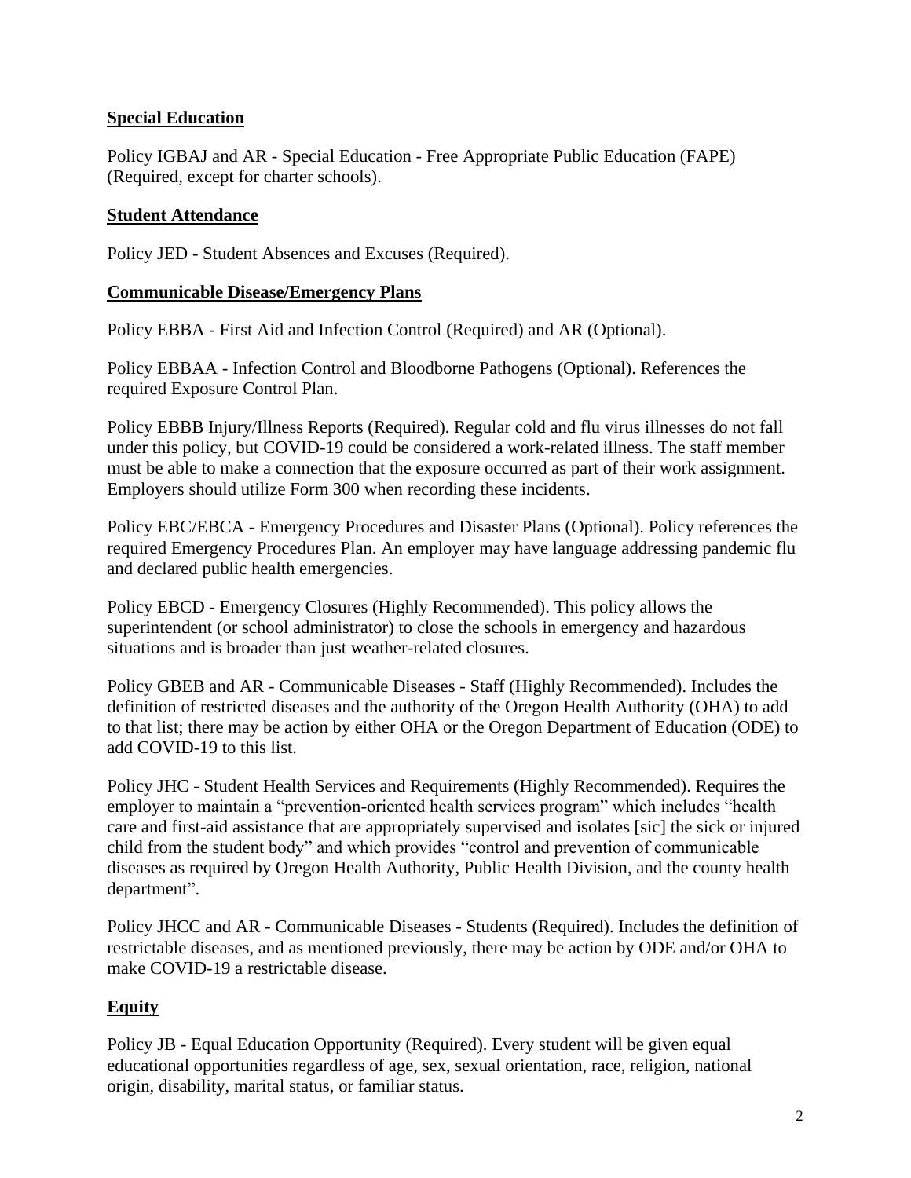**Special Education**

Policy IGBAJ and AR - Special Education - Free Appropriate Public Education (FAPE) (Required, except for charter schools).

**Student Attendance**

Policy JED - Student Absences and Excuses (Required).

**Communicable Disease/Emergency Plans**

Policy EBBA - First Aid and Infection Control (Required) and AR (Optional).

Policy EBBAA - Infection Control and Bloodborne Pathogens (Optional). References the required Exposure Control Plan.

Policy EBBB Injury/Illness Reports (Required). Regular cold and flu virus illnesses do not fall under this policy, but COVID-19 could be considered a work-related illness. The staff member must be able to make a connection that the exposure occurred as part of their work assignment. Employers should utilize Form 300 when recording these incidents.

Policy EBC/EBCA - Emergency Procedures and Disaster Plans (Optional). Policy references the required Emergency Procedures Plan. An employer may have language addressing pandemic flu and declared public health emergencies.

Policy EBCD - Emergency Closures (Highly Recommended). This policy allows the superintendent (or school administrator) to close the schools in emergency and hazardous situations and is broader than just weather-related closures.

Policy GBEB and AR - Communicable Diseases - Staff (Highly Recommended). Includes the definition of restricted diseases and the authority of the Oregon Health Authority (OHA) to add to that list; there may be action by either OHA or the Oregon Department of Education (ODE) to add COVID-19 to this list.

Policy JHC - Student Health Services and Requirements (Highly Recommended). Requires the employer to maintain a "prevention-oriented health services program" which includes "health care and first-aid assistance that are appropriately supervised and isolates [sic] the sick or injured child from the student body" and which provides "control and prevention of communicable diseases as required by Oregon Health Authority, Public Health Division, and the county health department".

Policy JHCC and AR - Communicable Diseases - Students (Required). Includes the definition of restrictable diseases, and as mentioned previously, there may be action by ODE and/or OHA to make COVID-19 a restrictable disease.

**Equity**

Policy JB - Equal Education Opportunity (Required). Every student will be given equal educational opportunities regardless of age, sex, sexual orientation, race, religion, national origin, disability, marital status, or familiar status.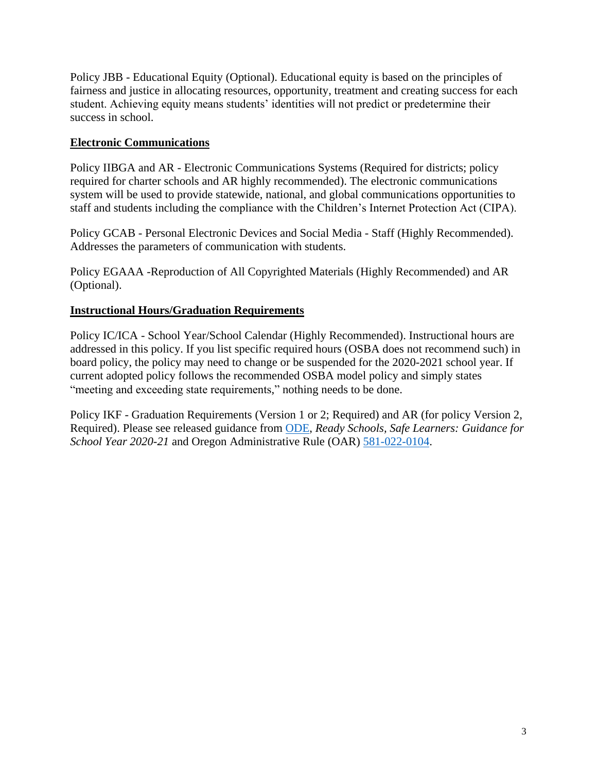Policy JBB - Educational Equity (Optional). Educational equity is based on the principles of fairness and justice in allocating resources, opportunity, treatment and creating success for each student. Achieving equity means students' identities will not predict or predetermine their success in school.

## Electronic Communications

Policy IIBGA and AR - Electronic Communications Systems (Required for districts; policy required for charter schools and AR highly recommended). The electronic communications system will be used to provide statewide, national, and global communications opportunities to staff and students including the compliance with the Children's Internet Protection Act (CIPA).

Policy GCAB - Personal Electronic Devices and Social Media - Staff (Highly Recommended). Addresses the parameters of communication with students.

Policy EGAAA -Reproduction of All Copyrighted Materials (Highly Recommended) and AR (Optional).

## Instructional Hours/Graduation Requirements

Policy IC/ICA - School Year/School Calendar (Highly Recommended). Instructional hours are addressed in this policy. If you list specific required hours (OSBA does not recommend such) in board policy, the policy may need to change or be suspended for the 2020-2021 school year. If current adopted policy follows the recommended OSBA model policy and simply states "meeting and exceeding state requirements," nothing needs to be done.

Policy IKF - Graduation Requirements (Version 1 or 2; Required) and AR (for policy Version 2, Required). Please see released guidance from ODE, *Ready Schools, Safe Learners: Guidance for School Year 2020-21* and Oregon Administrative Rule (OAR) 581-022-0104.